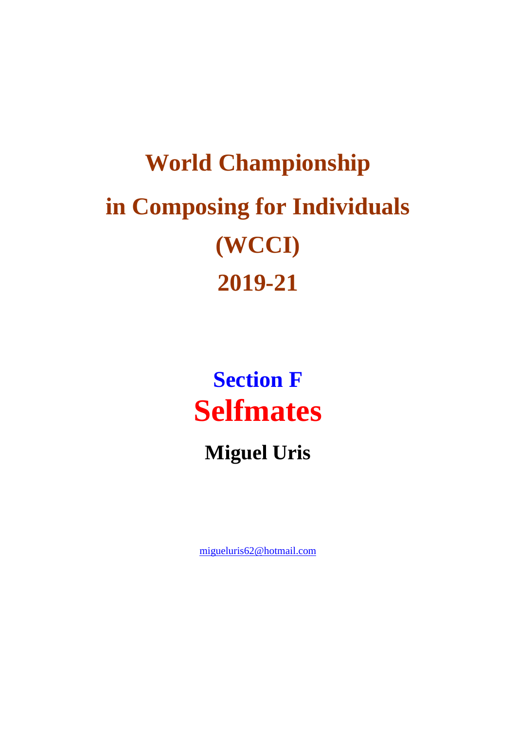# World Championship in Composing for Individuals (WCCI) 2019-21

## Section F

# Selfmates

### Miguel Uris

migueluris62@hotmail.com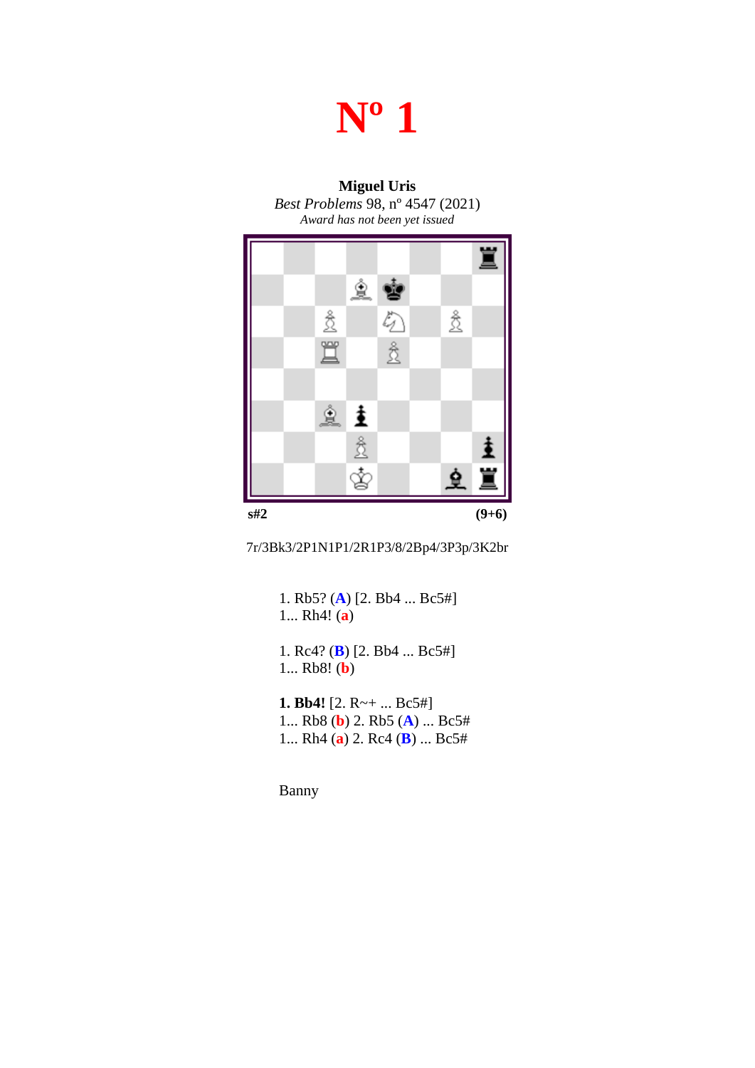# Nº 1

**Miguel Uris**
*Best Problems* 98, nº 4547 (2021)
*Award has not been yet issued*

**s#2** **(9+6)**

7r/3Bk3/2P1N1P1/2R1P3/8/2Bp4/3P3p/3K2br

1. Rb5? (**A**) [2. Bb4 ... Bc5#]
1... Rh4! (**a**)

1. Rc4? (**B**) [2. Bb4 ... Bc5#]
1... Rb8! (**b**)

**1. Bb4!** [2. R~+ ... Bc5#]
1... Rb8 (**b**) 2. Rb5 (**A**) ... Bc5#
1... Rh4 (**a**) 2. Rc4 (**B**) ... Bc5#

Banny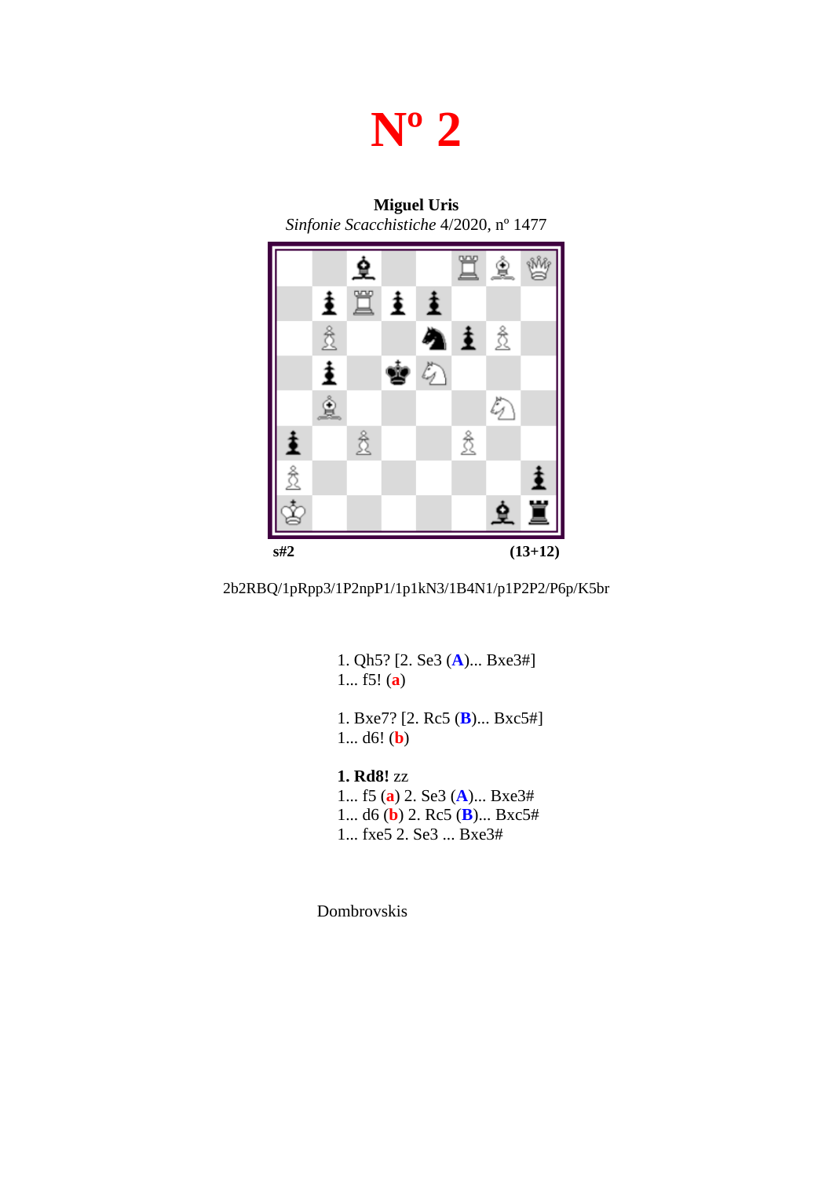# Nº 2

**Miguel Uris**
*Sinfonie Scacchistiche* 4/2020, nº 1477

**s#2** **(13+12)**

2b2RBQ/1pRpp3/1P2npP1/1p1kN3/1B4N1/p1P2P2/P6p/K5br

1. Qh5? [2. Se3 (**A**)... Bxe3#]
1... f5! (**a**)

1. Bxe7? [2. Rc5 (**B**)... Bxc5#]
1... d6! (**b**)

**1. Rd8!** zz
1... f5 (**a**) 2. Se3 (**A**)... Bxe3#
1... d6 (**b**) 2. Rc5 (**B**)... Bxc5#
1... fxe5 2. Se3 ... Bxe3#

Dombrovskis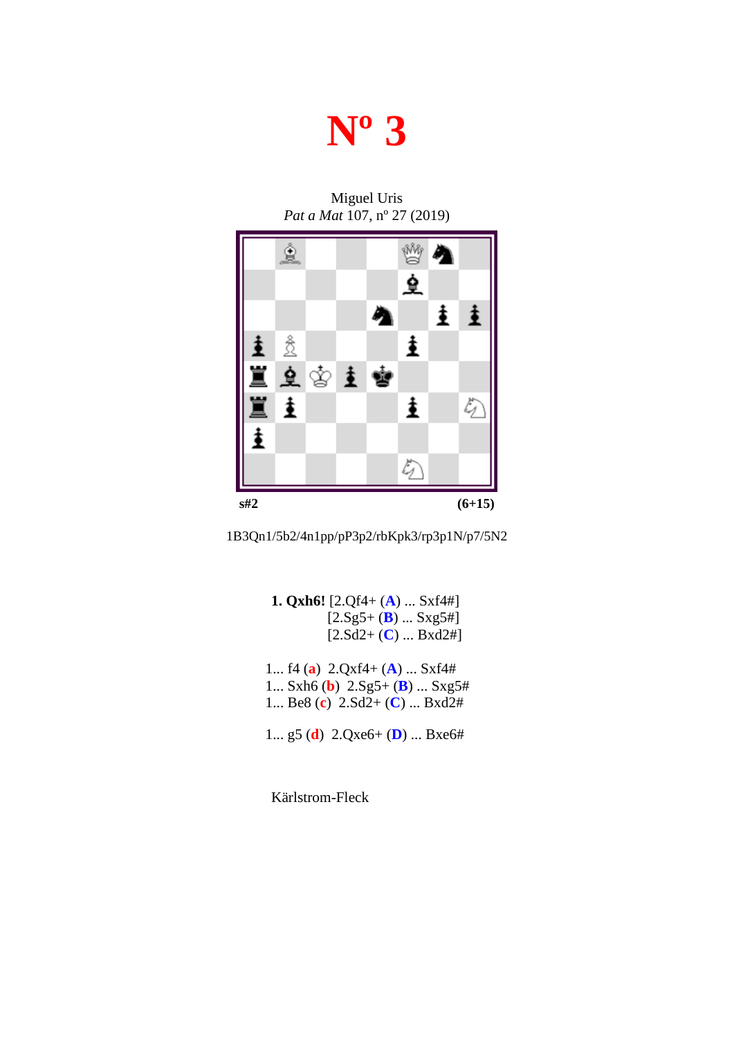# Nº 3

Miguel Uris
*Pat a Mat* 107, nº 27 (2019)

**s#2** **(6+15)**

1B3Qn1/5b2/4n1pp/pP3p2/rbKpk3/rp3p1N/p7/5N2

**1. Qxh6!** [2.Qf4+ (**A**) ... Sxf4#]
[2.Sg5+ (**B**) ... Sxg5#]
[2.Sd2+ (**C**) ... Bxd2#]

1... f4 (**a**) 2.Qxf4+ (**A**) ... Sxf4#
1... Sxh6 (**b**) 2.Sg5+ (**B**) ... Sxg5#
1... Be8 (**c**) 2.Sd2+ (**C**) ... Bxd2#

1... g5 (**d**) 2.Qxe6+ (**D**) ... Bxe6#

Kärlstrom-Fleck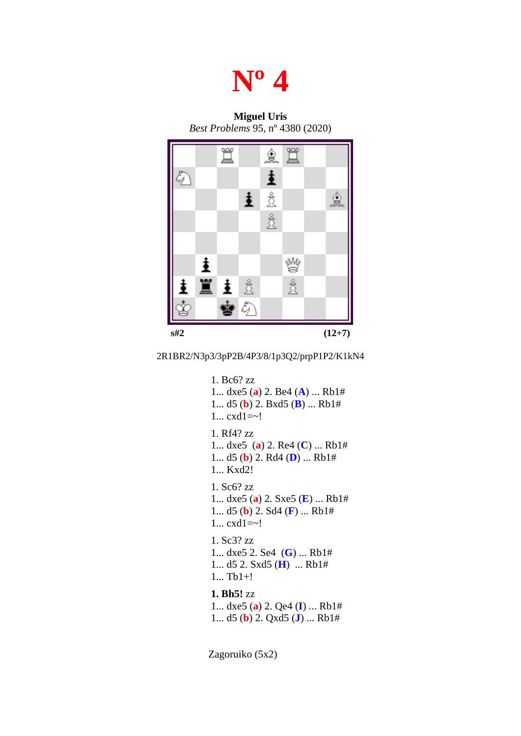# Nº 4

**Miguel Uris**
*Best Problems* 95, nº 4380 (2020)

**s#2** **(12+7)**

2R1BR2/N3p3/3pP2B/4P3/8/1p3Q2/prpP1P2/K1kN4

1. Bc6? zz
1... dxe5 (**a**) 2. Be4 (**A**) ... Rb1#
1... d5 (**b**) 2. Bxd5 (**B**) ... Rb1#
1... cxd1=~!

1. Rf4? zz
1... dxe5 (**a**) 2. Re4 (**C**) ... Rb1#
1... d5 (**b**) 2. Rd4 (**D**) ... Rb1#
1... Kxd2!

1. Sc6? zz
1... dxe5 (**a**) 2. Sxe5 (**E**) ... Rb1#
1... d5 (**b**) 2. Sd4 (**F**) ... Rb1#
1... cxd1=~!

1. Sc3? zz
1... dxe5 2. Se4 (**G**) ... Rb1#
1... d5 2. Sxd5 (**H**) ... Rb1#
1... Tb1+!

**1. Bh5!** zz
1... dxe5 (**a**) 2. Qe4 (**I**) ... Rb1#
1... d5 (**b**) 2. Qxd5 (**J**) ... Rb1#

Zagoruiko (5x2)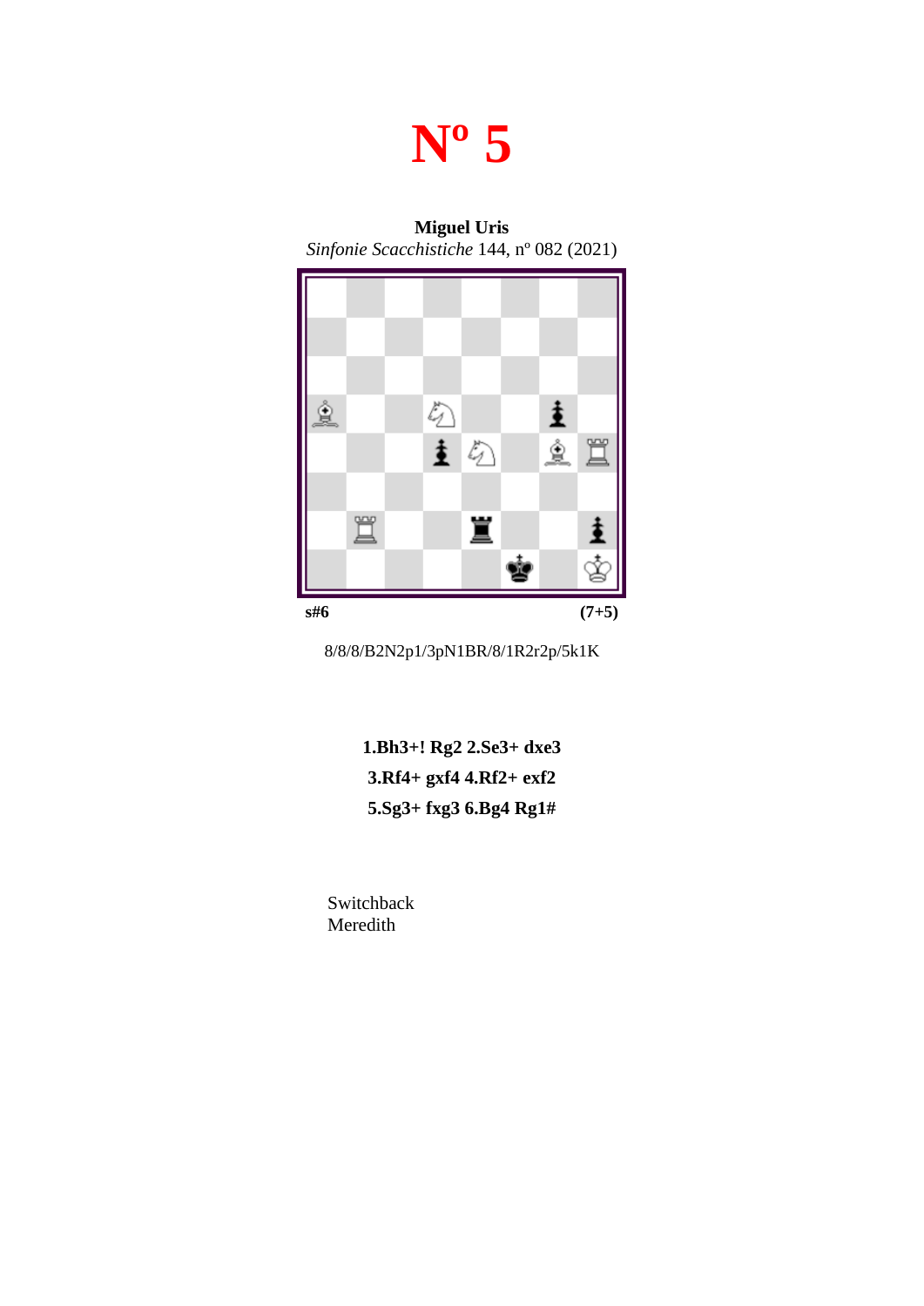# Nº 5

**Miguel Uris**
*Sinfonie Scacchistiche* 144, nº 082 (2021)

**s#6** **(7+5)**

8/8/8/B2N2p1/3pN1BR/8/1R2r2p/5k1K

**1.Bh3+! Rg2 2.Se3+ dxe3**
**3.Rf4+ gxf4 4.Rf2+ exf2**
**5.Sg3+ fxg3 6.Bg4 Rg1#**

Switchback
Meredith